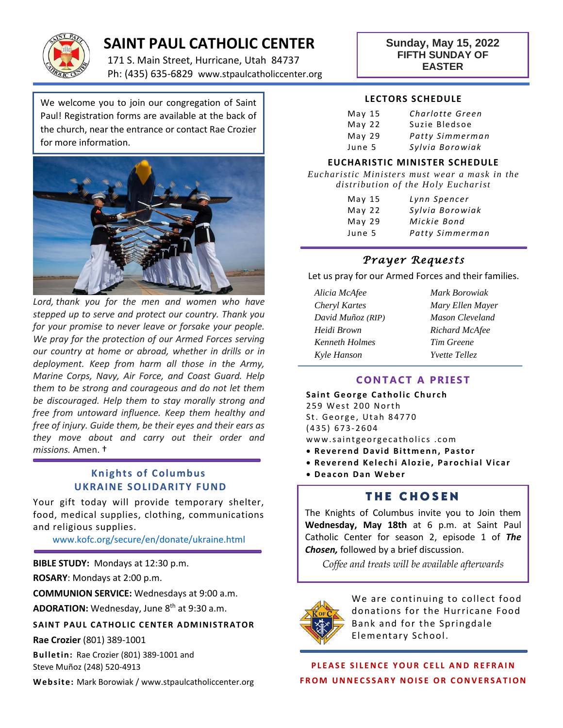# SAINT PAUL CATHOLIC CENTER

171 S. Main Street, Hurricane, Utah 84737
Ph: (435) 635-6829 www.stpaulcatholiccenter.org

**Sunday, May 15, 2022**
**FIFTH SUNDAY OF EASTER**

We welcome you to join our congregation of Saint Paul! Registration forms are available at the back of the church, near the entrance or contact Rae Crozier for more information.

*Lord, thank you for the men and women who have stepped up to serve and protect our country. Thank you for your promise to never leave or forsake your people. We pray for the protection of our Armed Forces serving our country at home or abroad, whether in drills or in deployment. Keep from harm all those in the Army, Marine Corps, Navy, Air Force, and Coast Guard. Help them to be strong and courageous and do not let them be discouraged. Help them to stay morally strong and free from untoward influence. Keep them healthy and free of injury. Guide them, be their eyes and their ears as they move about and carry out their order and missions.* Amen. †

## Knights of Columbus UKRAINE SOLIDARITY FUND

Your gift today will provide temporary shelter, food, medical supplies, clothing, communications and religious supplies.

www.kofc.org/secure/en/donate/ukraine.html

**BIBLE STUDY:** Mondays at 12:30 p.m.

**ROSARY**: Mondays at 2:00 p.m.

**COMMUNION SERVICE:** Wednesdays at 9:00 a.m.

**ADORATION:** Wednesday, June 8th at 9:30 a.m.

**SAINT PAUL CATHOLIC CENTER ADMINISTRATOR**

**Rae Crozier** (801) 389-1001

**Bulletin:** Rae Crozier (801) 389-1001 and Steve Muñoz (248) 520-4913

**Website:** Mark Borowiak / www.stpaulcatholiccenter.org

## LECTORS SCHEDULE

| | |
|---|---|
| May 15 | *Charlotte Green* |
| May 22 | Suzie Bledsoe |
| May 29 | *Patty Simmerman* |
| June 5 | *Sylvia Borowiak* |

## EUCHARISTIC MINISTER SCHEDULE

*Eucharistic Ministers must wear a mask in the distribution of the Holy Eucharist*

| | |
|---|---|
| May 15 | *Lynn Spencer* |
| May 22 | *Sylvia Borowiak* |
| May 29 | *Mickie Bond* |
| June 5 | *Patty Simmerman* |

## *Prayer Requests*

Let us pray for our Armed Forces and their families.

| | |
|---|---|
| *Alicia McAfee* | *Mark Borowiak* |
| *Cheryl Kartes* | *Mary Ellen Mayer* |
| *David Muñoz (RIP)* | *Mason Cleveland* |
| *Heidi Brown* | *Richard McAfee* |
| *Kenneth Holmes* | *Tim Greene* |
| *Kyle Hanson* | *Yvette Tellez* |

## CONTACT A PRIEST

**Saint George Catholic Church**
259 West 200 North
St. George, Utah 84770
(435) 673-2604
www.saintgeorgecatholics .com

- **Reverend David Bittmenn, Pastor**
- **Reverend Kelechi Alozie, Parochial Vicar**
- **Deacon Dan Weber**

## THE CHOSEN

The Knights of Columbus invite you to Join them **Wednesday, May 18th** at 6 p.m. at Saint Paul Catholic Center for season 2, episode 1 of ***The Chosen,*** followed by a brief discussion.

*Coffee and treats will be available afterwards*

We are continuing to collect food donations for the Hurricane Food Bank and for the Springdale Elementary School.

**PLEASE SILENCE YOUR CELL AND REFRAIN FROM UNNECSSARY NOISE OR CONVERSATION**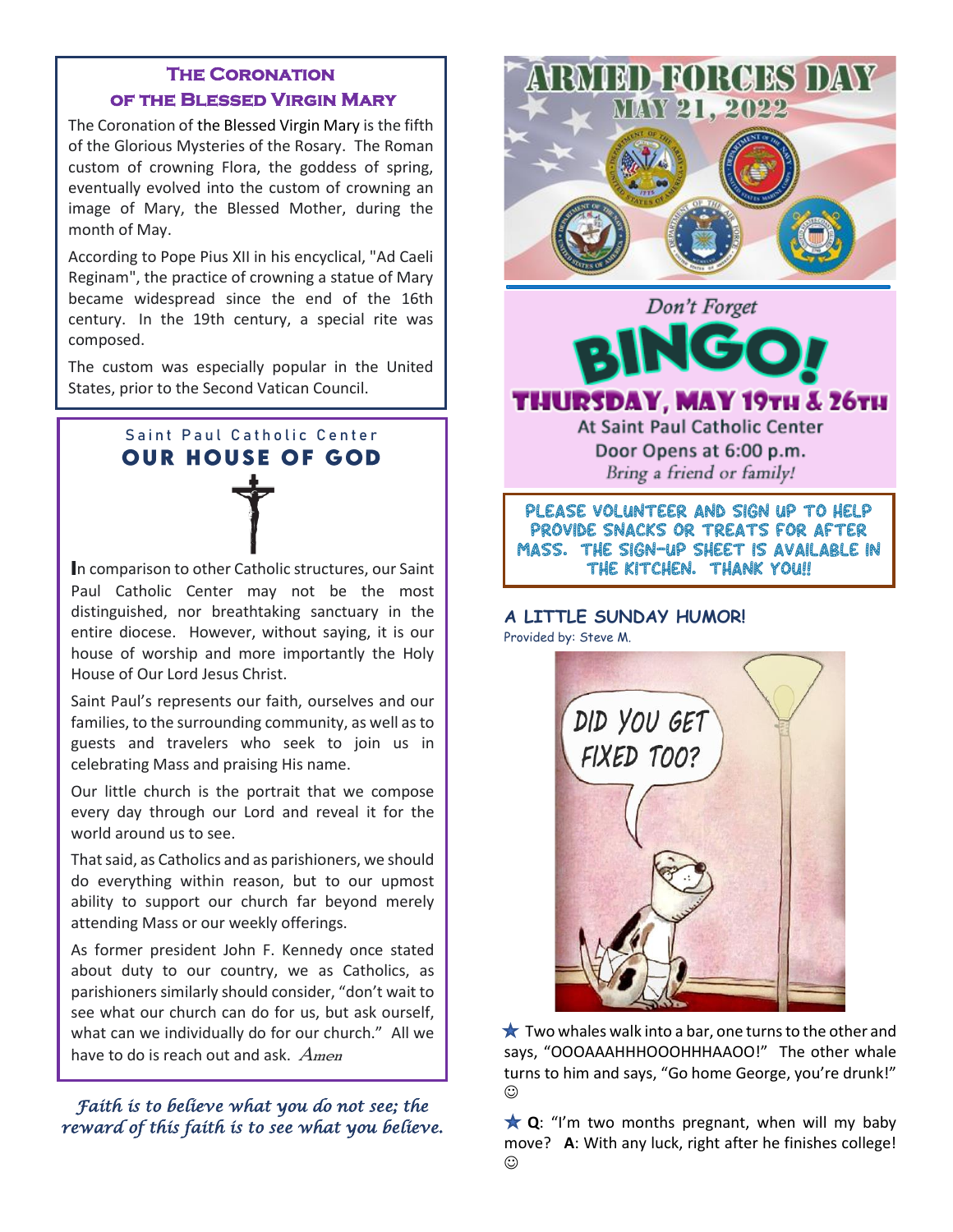## The Coronation of the Blessed Virgin Mary

The Coronation of the Blessed Virgin Mary is the fifth of the Glorious Mysteries of the Rosary. The Roman custom of crowning Flora, the goddess of spring, eventually evolved into the custom of crowning an image of Mary, the Blessed Mother, during the month of May.

According to Pope Pius XII in his encyclical, "Ad Caeli Reginam", the practice of crowning a statue of Mary became widespread since the end of the 16th century. In the 19th century, a special rite was composed.

The custom was especially popular in the United States, prior to the Second Vatican Council.

Saint Paul Catholic Center

## OUR HOUSE OF GOD

In comparison to other Catholic structures, our Saint Paul Catholic Center may not be the most distinguished, nor breathtaking sanctuary in the entire diocese. However, without saying, it is our house of worship and more importantly the Holy House of Our Lord Jesus Christ.

Saint Paul's represents our faith, ourselves and our families, to the surrounding community, as well as to guests and travelers who seek to join us in celebrating Mass and praising His name.

Our little church is the portrait that we compose every day through our Lord and reveal it for the world around us to see.

That said, as Catholics and as parishioners, we should do everything within reason, but to our upmost ability to support our church far beyond merely attending Mass or our weekly offerings.

As former president John F. Kennedy once stated about duty to our country, we as Catholics, as parishioners similarly should consider, "don't wait to see what our church can do for us, but ask ourself, what can we individually do for our church." All we have to do is reach out and ask. *Amen*

*Faith is to believe what you do not see; the reward of this faith is to see what you believe.*

# ARMED FORCES DAY

MAY 21, 2022

*Don't Forget*

# BINGO!

**THURSDAY, MAY 19TH & 26TH**

At Saint Paul Catholic Center

Door Opens at 6:00 p.m.

*Bring a friend or family!*

PLEASE VOLUNTEER AND SIGN UP TO HELP PROVIDE SNACKS OR TREATS FOR AFTER MASS. THE SIGN-UP SHEET IS AVAILABLE IN THE KITCHEN. THANK YOU!!

### A LITTLE SUNDAY HUMOR!

Provided by: Steve M.

DID YOU GET FIXED TOO?

★ Two whales walk into a bar, one turns to the other and says, "OOOAAAHHHOOOHHHAAOO!" The other whale turns to him and says, "Go home George, you're drunk!" ☺

★ **Q**: "I'm two months pregnant, when will my baby move? **A**: With any luck, right after he finishes college! ☺